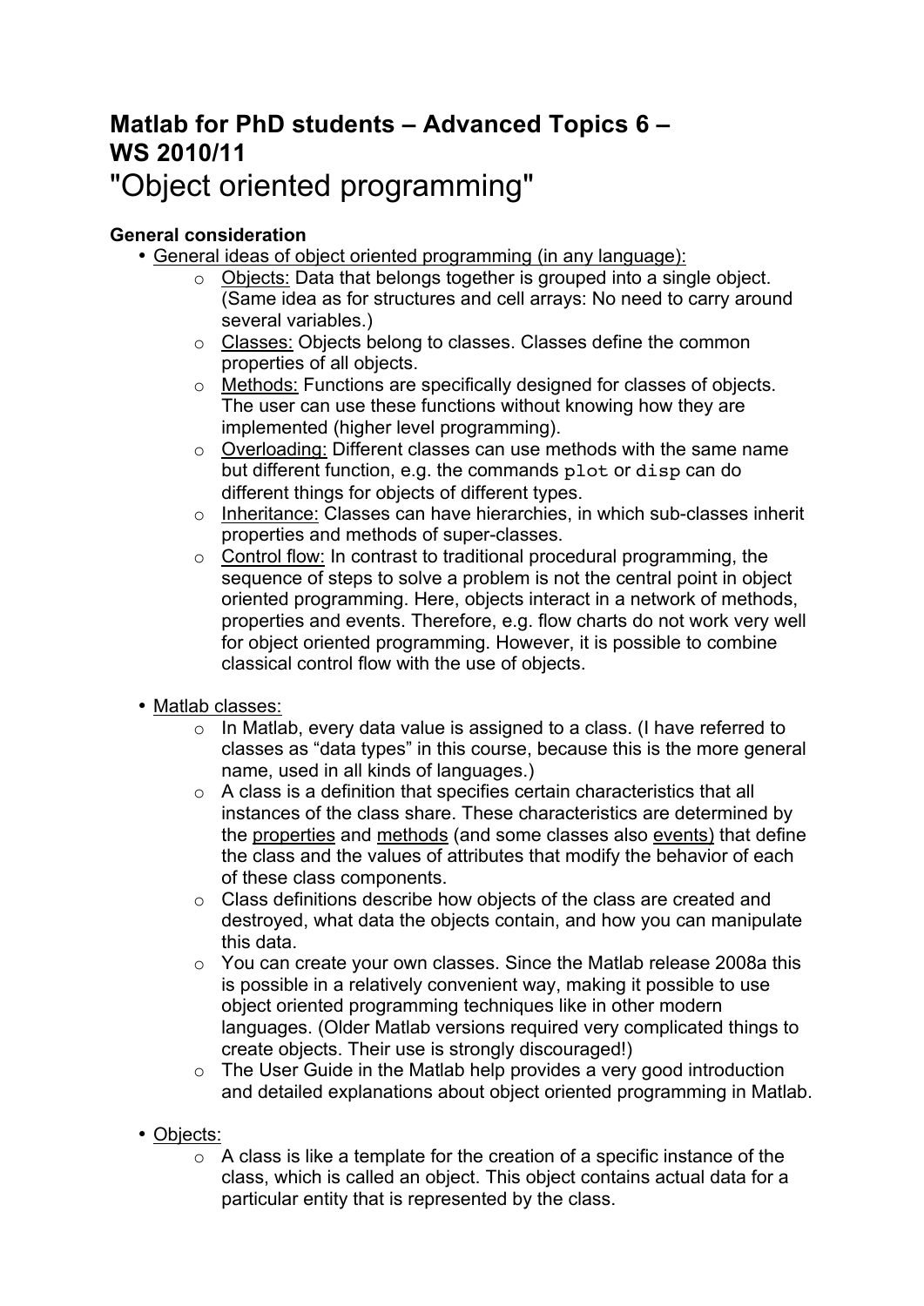# Matlab for PhD students – Advanced Topics 6 – WS 2010/11

## "Object oriented programming"

### General consideration

- General ideas of object oriented programming (in any language):
  - Objects: Data that belongs together is grouped into a single object. (Same idea as for structures and cell arrays: No need to carry around several variables.)
  - Classes: Objects belong to classes. Classes define the common properties of all objects.
  - Methods: Functions are specifically designed for classes of objects. The user can use these functions without knowing how they are implemented (higher level programming).
  - Overloading: Different classes can use methods with the same name but different function, e.g. the commands `plot` or `disp` can do different things for objects of different types.
  - Inheritance: Classes can have hierarchies, in which sub-classes inherit properties and methods of super-classes.
  - Control flow: In contrast to traditional procedural programming, the sequence of steps to solve a problem is not the central point in object oriented programming. Here, objects interact in a network of methods, properties and events. Therefore, e.g. flow charts do not work very well for object oriented programming. However, it is possible to combine classical control flow with the use of objects.

- Matlab classes:
  - In Matlab, every data value is assigned to a class. (I have referred to classes as "data types" in this course, because this is the more general name, used in all kinds of languages.)
  - A class is a definition that specifies certain characteristics that all instances of the class share. These characteristics are determined by the properties and methods (and some classes also events) that define the class and the values of attributes that modify the behavior of each of these class components.
  - Class definitions describe how objects of the class are created and destroyed, what data the objects contain, and how you can manipulate this data.
  - You can create your own classes. Since the Matlab release 2008a this is possible in a relatively convenient way, making it possible to use object oriented programming techniques like in other modern languages. (Older Matlab versions required very complicated things to create objects. Their use is strongly discouraged!)
  - The User Guide in the Matlab help provides a very good introduction and detailed explanations about object oriented programming in Matlab.

- Objects:
  - A class is like a template for the creation of a specific instance of the class, which is called an object. This object contains actual data for a particular entity that is represented by the class.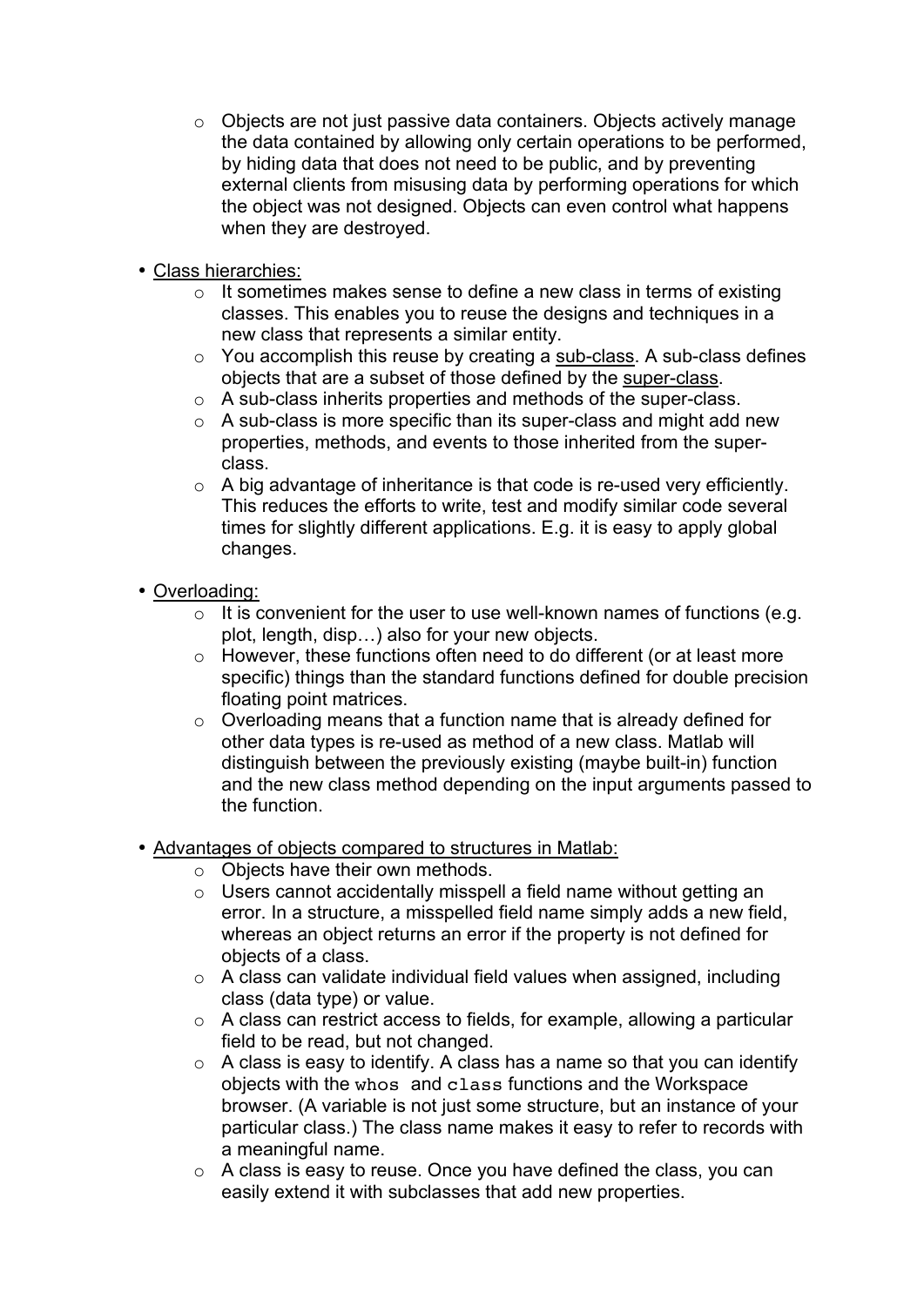- Objects are not just passive data containers. Objects actively manage the data contained by allowing only certain operations to be performed, by hiding data that does not need to be public, and by preventing external clients from misusing data by performing operations for which the object was not designed. Objects can even control what happens when they are destroyed.

- <u>Class hierarchies:</u>
  - It sometimes makes sense to define a new class in terms of existing classes. This enables you to reuse the designs and techniques in a new class that represents a similar entity.
  - You accomplish this reuse by creating a <u>sub-class</u>. A sub-class defines objects that are a subset of those defined by the <u>super-class</u>.
  - A sub-class inherits properties and methods of the super-class.
  - A sub-class is more specific than its super-class and might add new properties, methods, and events to those inherited from the super-class.
  - A big advantage of inheritance is that code is re-used very efficiently. This reduces the efforts to write, test and modify similar code several times for slightly different applications. E.g. it is easy to apply global changes.

- <u>Overloading:</u>
  - It is convenient for the user to use well-known names of functions (e.g. plot, length, disp…) also for your new objects.
  - However, these functions often need to do different (or at least more specific) things than the standard functions defined for double precision floating point matrices.
  - Overloading means that a function name that is already defined for other data types is re-used as method of a new class. Matlab will distinguish between the previously existing (maybe built-in) function and the new class method depending on the input arguments passed to the function.

- <u>Advantages of objects compared to structures in Matlab:</u>
  - Objects have their own methods.
  - Users cannot accidentally misspell a field name without getting an error. In a structure, a misspelled field name simply adds a new field, whereas an object returns an error if the property is not defined for objects of a class.
  - A class can validate individual field values when assigned, including class (data type) or value.
  - A class can restrict access to fields, for example, allowing a particular field to be read, but not changed.
  - A class is easy to identify. A class has a name so that you can identify objects with the `whos` and `class` functions and the Workspace browser. (A variable is not just some structure, but an instance of your particular class.) The class name makes it easy to refer to records with a meaningful name.
  - A class is easy to reuse. Once you have defined the class, you can easily extend it with subclasses that add new properties.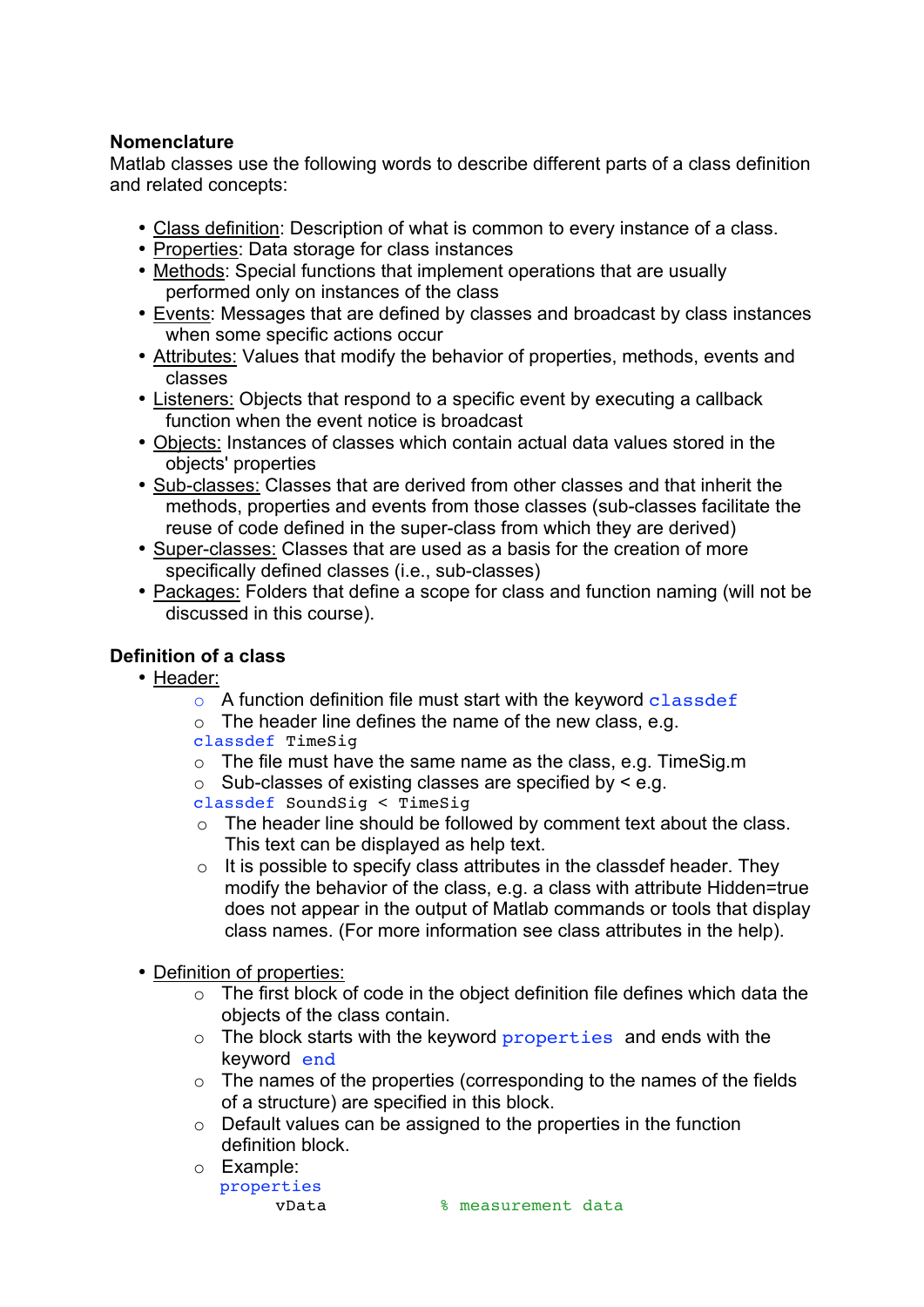**Nomenclature**

Matlab classes use the following words to describe different parts of a class definition and related concepts:

- Class definition: Description of what is common to every instance of a class.
- Properties: Data storage for class instances
- Methods: Special functions that implement operations that are usually performed only on instances of the class
- Events: Messages that are defined by classes and broadcast by class instances when some specific actions occur
- Attributes: Values that modify the behavior of properties, methods, events and classes
- Listeners: Objects that respond to a specific event by executing a callback function when the event notice is broadcast
- Objects: Instances of classes which contain actual data values stored in the objects' properties
- Sub-classes: Classes that are derived from other classes and that inherit the methods, properties and events from those classes (sub-classes facilitate the reuse of code defined in the super-class from which they are derived)
- Super-classes: Classes that are used as a basis for the creation of more specifically defined classes (i.e., sub-classes)
- Packages: Folders that define a scope for class and function naming (will not be discussed in this course).

**Definition of a class**

- Header:
  - A function definition file must start with the keyword `classdef`
  - The header line defines the name of the new class, e.g.
    ```
    classdef TimeSig
    ```
  - The file must have the same name as the class, e.g. TimeSig.m
  - Sub-classes of existing classes are specified by < e.g.
    ```
    classdef SoundSig < TimeSig
    ```
  - The header line should be followed by comment text about the class. This text can be displayed as help text.
  - It is possible to specify class attributes in the classdef header. They modify the behavior of the class, e.g. a class with attribute Hidden=true does not appear in the output of Matlab commands or tools that display class names. (For more information see class attributes in the help).

- Definition of properties:
  - The first block of code in the object definition file defines which data the objects of the class contain.
  - The block starts with the keyword `properties` and ends with the keyword `end`
  - The names of the properties (corresponding to the names of the fields of a structure) are specified in this block.
  - Default values can be assigned to the properties in the function definition block.
  - Example:
    ```
    properties
        vData              % measurement data
    ```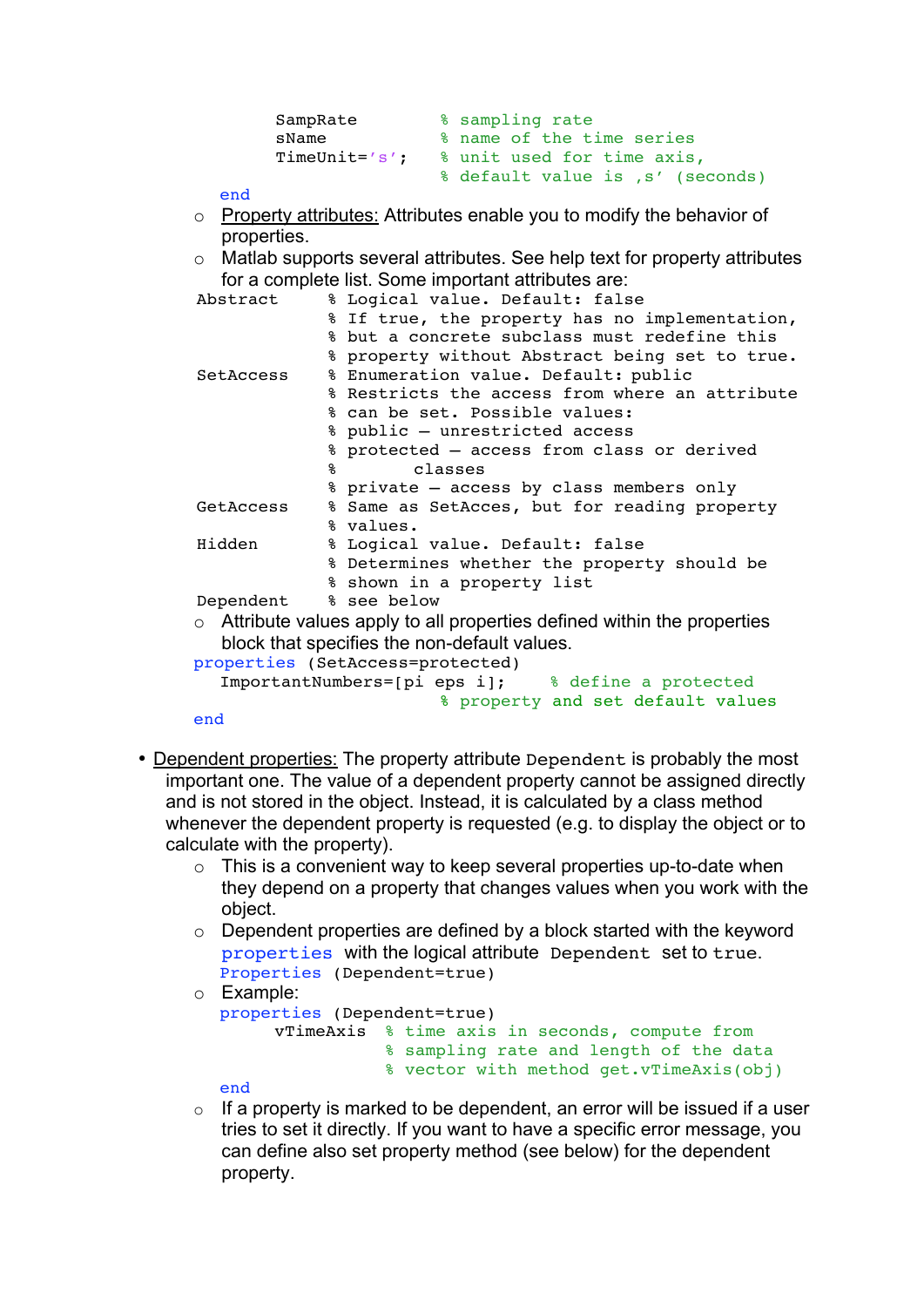```
        SampRate        % sampling rate
        sName           % name of the time series
        TimeUnit='s';   % unit used for time axis,
                        % default value is ,s' (seconds)
    end
```

- Property attributes: Attributes enable you to modify the behavior of properties.
- Matlab supports several attributes. See help text for property attributes for a complete list. Some important attributes are:

```
Abstract     % Logical value. Default: false
             % If true, the property has no implementation,
             % but a concrete subclass must redefine this
             % property without Abstract being set to true.
SetAccess    % Enumeration value. Default: public
             % Restricts the access from where an attribute
             % can be set. Possible values:
             % public – unrestricted access
             % protected – access from class or derived
             %         classes
             % private – access by class members only
GetAccess    % Same as SetAcces, but for reading property
             % values.
Hidden       % Logical value. Default: false
             % Determines whether the property should be
             % shown in a property list
Dependent    % see below
```

- Attribute values apply to all properties defined within the properties block that specifies the non-default values.

```
properties (SetAccess=protected)
   ImportantNumbers=[pi eps i];    % define a protected
                             % property and set default values
end
```

- Dependent properties: The property attribute `Dependent` is probably the most important one. The value of a dependent property cannot be assigned directly and is not stored in the object. Instead, it is calculated by a class method whenever the dependent property is requested (e.g. to display the object or to calculate with the property).
  - This is a convenient way to keep several properties up-to-date when they depend on a property that changes values when you work with the object.
  - Dependent properties are defined by a block started with the keyword `properties` with the logical attribute `Dependent` set to `true`.
    ```
    Properties (Dependent=true)
    ```
  - Example:
    ```
    properties (Dependent=true)
         vTimeAxis    % time axis in seconds, compute from
                      % sampling rate and length of the data
                      % vector with method get.vTimeAxis(obj)
    end
    ```
  - If a property is marked to be dependent, an error will be issued if a user tries to set it directly. If you want to have a specific error message, you can define also set property method (see below) for the dependent property.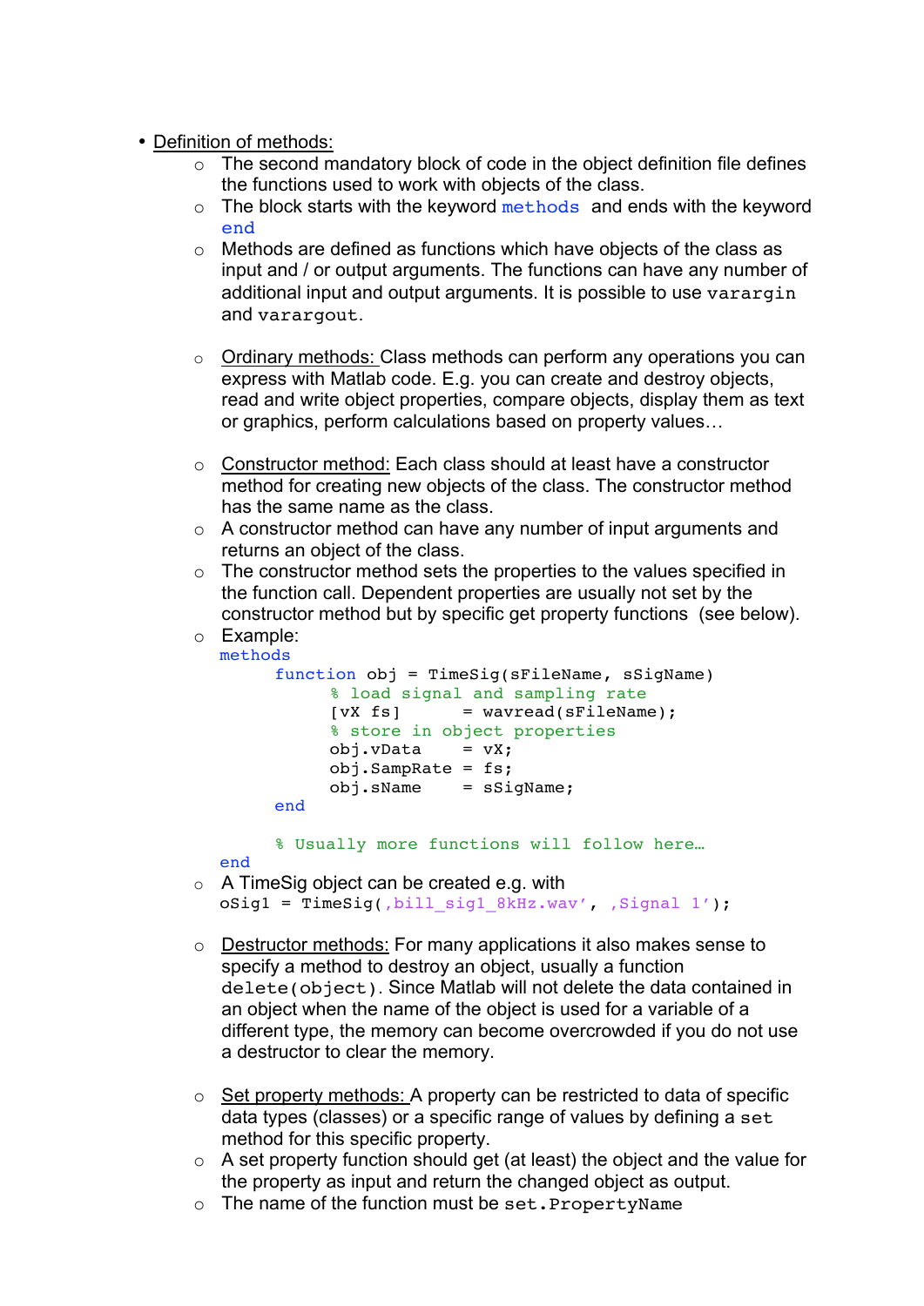- Definition of methods:
    - The second mandatory block of code in the object definition file defines the functions used to work with objects of the class.
    - The block starts with the keyword `methods` and ends with the keyword `end`
    - Methods are defined as functions which have objects of the class as input and / or output arguments. The functions can have any number of additional input and output arguments. It is possible to use `varargin` and `varargout`.

    - Ordinary methods: Class methods can perform any operations you can express with Matlab code. E.g. you can create and destroy objects, read and write object properties, compare objects, display them as text or graphics, perform calculations based on property values…

    - Constructor method: Each class should at least have a constructor method for creating new objects of the class. The constructor method has the same name as the class.
    - A constructor method can have any number of input arguments and returns an object of the class.
    - The constructor method sets the properties to the values specified in the function call. Dependent properties are usually not set by the constructor method but by specific get property functions (see below).
    - Example:

```
methods
     function obj = TimeSig(sFileName, sSigName)
          % load signal and sampling rate
          [vX fs]       = wavread(sFileName);
          % store in object properties
          obj.vData     = vX;
          obj.SampRate  = fs;
          obj.sName     = sSigName;
     end

     % Usually more functions will follow here…
end
```

    - A TimeSig object can be created e.g. with

```
oSig1 = TimeSig(‚bill_sig1_8kHz.wav’, ‚Signal 1’);
```

    - Destructor methods: For many applications it also makes sense to specify a method to destroy an object, usually a function `delete(object)`. Since Matlab will not delete the data contained in an object when the name of the object is used for a variable of a different type, the memory can become overcrowded if you do not use a destructor to clear the memory.

    - Set property methods: A property can be restricted to data of specific data types (classes) or a specific range of values by defining a `set` method for this specific property.
    - A set property function should get (at least) the object and the value for the property as input and return the changed object as output.
    - The name of the function must be `set.PropertyName`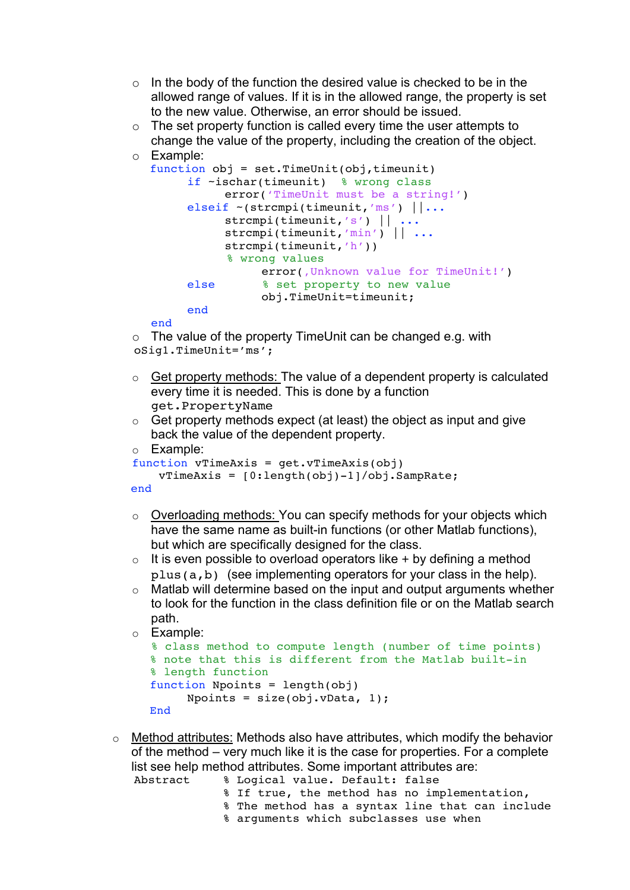- In the body of the function the desired value is checked to be in the allowed range of values. If it is in the allowed range, the property is set to the new value. Otherwise, an error should be issued.
- The set property function is called every time the user attempts to change the value of the property, including the creation of the object.
- Example:

```
function obj = set.TimeUnit(obj,timeunit)
        if ~ischar(timeunit)  % wrong class
              error('TimeUnit must be a string!')
        elseif ~(strcmpi(timeunit,'ms') ||...
              strcmpi(timeunit,'s') || ...
              strcmpi(timeunit,'min') || ...
              strcmpi(timeunit,'h'))
              % wrong values
                    error(,Unknown value for TimeUnit!')
        else          % set property to new value
                    obj.TimeUnit=timeunit;
        end
end
```

- The value of the property TimeUnit can be changed e.g. with `oSig1.TimeUnit='ms';`

- <u>Get property methods:</u> The value of a dependent property is calculated every time it is needed. This is done by a function `get.PropertyName`
- Get property methods expect (at least) the object as input and give back the value of the dependent property.
- Example:

```
function vTimeAxis = get.vTimeAxis(obj)
    vTimeAxis = [0:length(obj)-1]/obj.SampRate;
end
```

- <u>Overloading methods:</u> You can specify methods for your objects which have the same name as built-in functions (or other Matlab functions), but which are specifically designed for the class.
- It is even possible to overload operators like + by defining a method `plus(a,b)` (see implementing operators for your class in the help).
- Matlab will determine based on the input and output arguments whether to look for the function in the class definition file or on the Matlab search path.
- Example:

```
% class method to compute length (number of time points)
% note that this is different from the Matlab built-in
% length function
function Npoints = length(obj)
      Npoints = size(obj.vData, 1);
End
```

- <u>Method attributes:</u> Methods also have attributes, which modify the behavior of the method – very much like it is the case for properties. For a complete list see help method attributes. Some important attributes are:

```
Abstract     % Logical value. Default: false
             % If true, the method has no implementation,
             % The method has a syntax line that can include
             % arguments which subclasses use when
```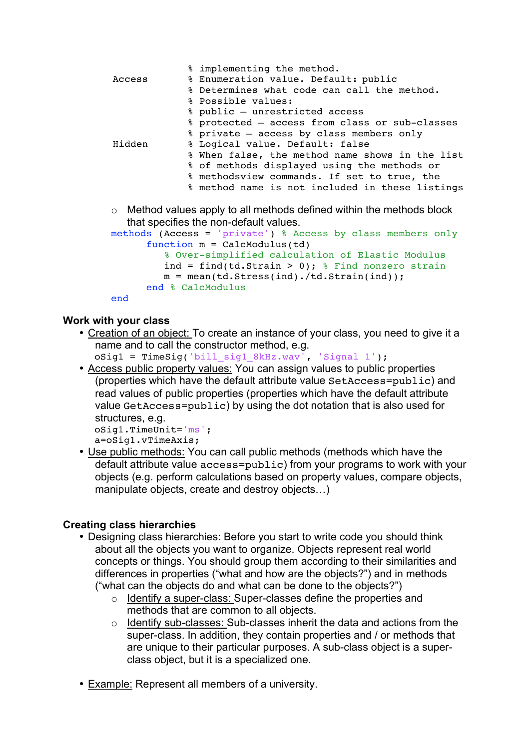```
                 % implementing the method.
Access           % Enumeration value. Default: public
                 % Determines what code can call the method.
                 % Possible values:
                 % public – unrestricted access
                 % protected – access from class or sub-classes
                 % private – access by class members only
Hidden           % Logical value. Default: false
                 % When false, the method name shows in the list
                 % of methods displayed using the methods or
                 % methodsview commands. If set to true, the
                 % method name is not included in these listings
```

- Method values apply to all methods defined within the methods block that specifies the non-default values.

```
methods (Access = 'private') % Access by class members only
      function m = CalcModulus(td)
         % Over-simplified calculation of Elastic Modulus
         ind = find(td.Strain > 0); % Find nonzero strain
         m = mean(td.Stress(ind)./td.Strain(ind));
      end % CalcModulus
end
```

### Work with your class

- Creation of an object: To create an instance of your class, you need to give it a name and to call the constructor method, e.g.
  ```
  oSig1 = TimeSig('bill_sig1_8kHz.wav', 'Signal 1');
  ```
- Access public property values: You can assign values to public properties (properties which have the default attribute value `SetAccess=public`) and read values of public properties (properties which have the default attribute value `GetAccess=public`) by using the dot notation that is also used for structures, e.g.
  ```
  oSig1.TimeUnit='ms';
  a=oSig1.vTimeAxis;
  ```
- Use public methods: You can call public methods (methods which have the default attribute value `access=public`) from your programs to work with your objects (e.g. perform calculations based on property values, compare objects, manipulate objects, create and destroy objects…)

### Creating class hierarchies

- Designing class hierarchies: Before you start to write code you should think about all the objects you want to organize. Objects represent real world concepts or things. You should group them according to their similarities and differences in properties ("what and how are the objects?") and in methods ("what can the objects do and what can be done to the objects?")
  - Identify a super-class: Super-classes define the properties and methods that are common to all objects.
  - Identify sub-classes: Sub-classes inherit the data and actions from the super-class. In addition, they contain properties and / or methods that are unique to their particular purposes. A sub-class object is a super-class object, but it is a specialized one.

- Example: Represent all members of a university.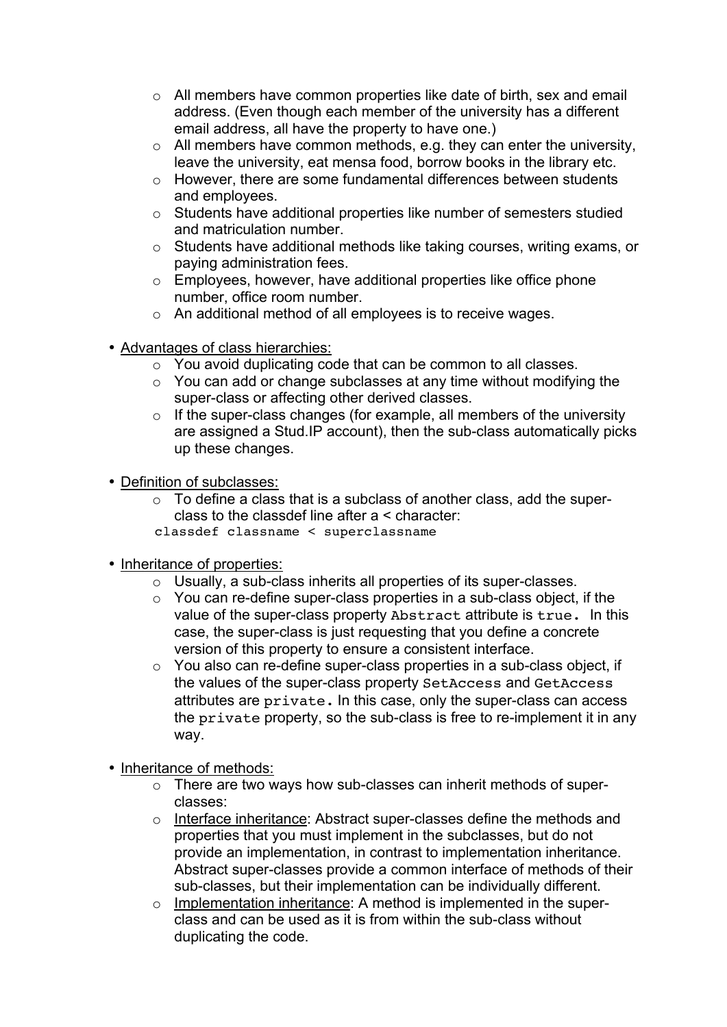- All members have common properties like date of birth, sex and email address. (Even though each member of the university has a different email address, all have the property to have one.)
  - All members have common methods, e.g. they can enter the university, leave the university, eat mensa food, borrow books in the library etc.
  - However, there are some fundamental differences between students and employees.
  - Students have additional properties like number of semesters studied and matriculation number.
  - Students have additional methods like taking courses, writing exams, or paying administration fees.
  - Employees, however, have additional properties like office phone number, office room number.
  - An additional method of all employees is to receive wages.

- <u>Advantages of class hierarchies:</u>
  - You avoid duplicating code that can be common to all classes.
  - You can add or change subclasses at any time without modifying the super-class or affecting other derived classes.
  - If the super-class changes (for example, all members of the university are assigned a Stud.IP account), then the sub-class automatically picks up these changes.

- <u>Definition of subclasses:</u>
  - To define a class that is a subclass of another class, add the super-class to the classdef line after a < character:

```
classdef classname < superclassname
```

- <u>Inheritance of properties:</u>
  - Usually, a sub-class inherits all properties of its super-classes.
  - You can re-define super-class properties in a sub-class object, if the value of the super-class property `Abstract` attribute is `true`. In this case, the super-class is just requesting that you define a concrete version of this property to ensure a consistent interface.
  - You also can re-define super-class properties in a sub-class object, if the values of the super-class property `SetAccess` and `GetAccess` attributes are `private`. In this case, only the super-class can access the `private` property, so the sub-class is free to re-implement it in any way.

- <u>Inheritance of methods:</u>
  - There are two ways how sub-classes can inherit methods of super-classes:
  - <u>Interface inheritance</u>: Abstract super-classes define the methods and properties that you must implement in the subclasses, but do not provide an implementation, in contrast to implementation inheritance. Abstract super-classes provide a common interface of methods of their sub-classes, but their implementation can be individually different.
  - <u>Implementation inheritance</u>: A method is implemented in the super-class and can be used as it is from within the sub-class without duplicating the code.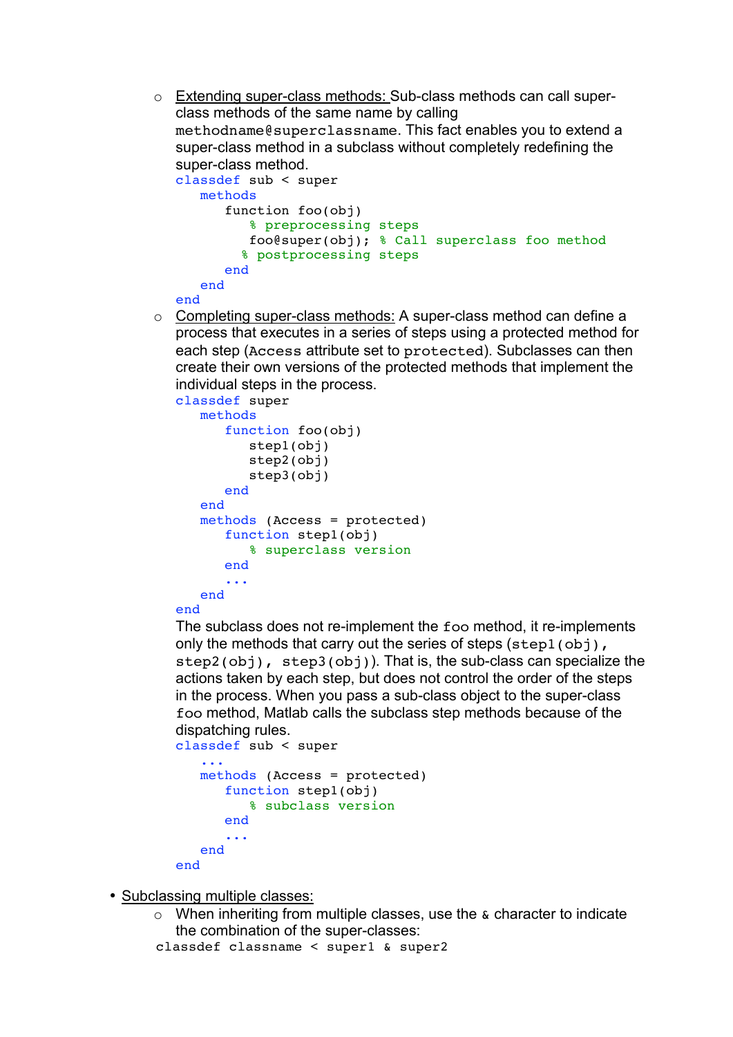- Extending super-class methods: Sub-class methods can call super-class methods of the same name by calling `methodname@superclassname`. This fact enables you to extend a super-class method in a subclass without completely redefining the super-class method.

  ```
  classdef sub < super
     methods
        function foo(obj)
           % preprocessing steps
           foo@super(obj); % Call superclass foo method
          % postprocessing steps
        end
     end
  end
  ```

- Completing super-class methods: A super-class method can define a process that executes in a series of steps using a protected method for each step (`Access` attribute set to `protected`). Subclasses can then create their own versions of the protected methods that implement the individual steps in the process.

  ```
  classdef super
     methods
        function foo(obj)
           step1(obj)
           step2(obj)
           step3(obj)
        end
     end
     methods (Access = protected)
        function step1(obj)
           % superclass version
        end
        ...
     end
  end
  ```

  The subclass does not re-implement the `foo` method, it re-implements only the methods that carry out the series of steps (`step1(obj)`, `step2(obj)`, `step3(obj)`). That is, the sub-class can specialize the actions taken by each step, but does not control the order of the steps in the process. When you pass a sub-class object to the super-class `foo` method, Matlab calls the subclass step methods because of the dispatching rules.

  ```
  classdef sub < super
     ...
     methods (Access = protected)
        function step1(obj)
           % subclass version
        end
        ...
     end
  end
  ```

- Subclassing multiple classes:
  - When inheriting from multiple classes, use the `&` character to indicate the combination of the super-classes:

  ```
  classdef classname < super1 & super2
  ```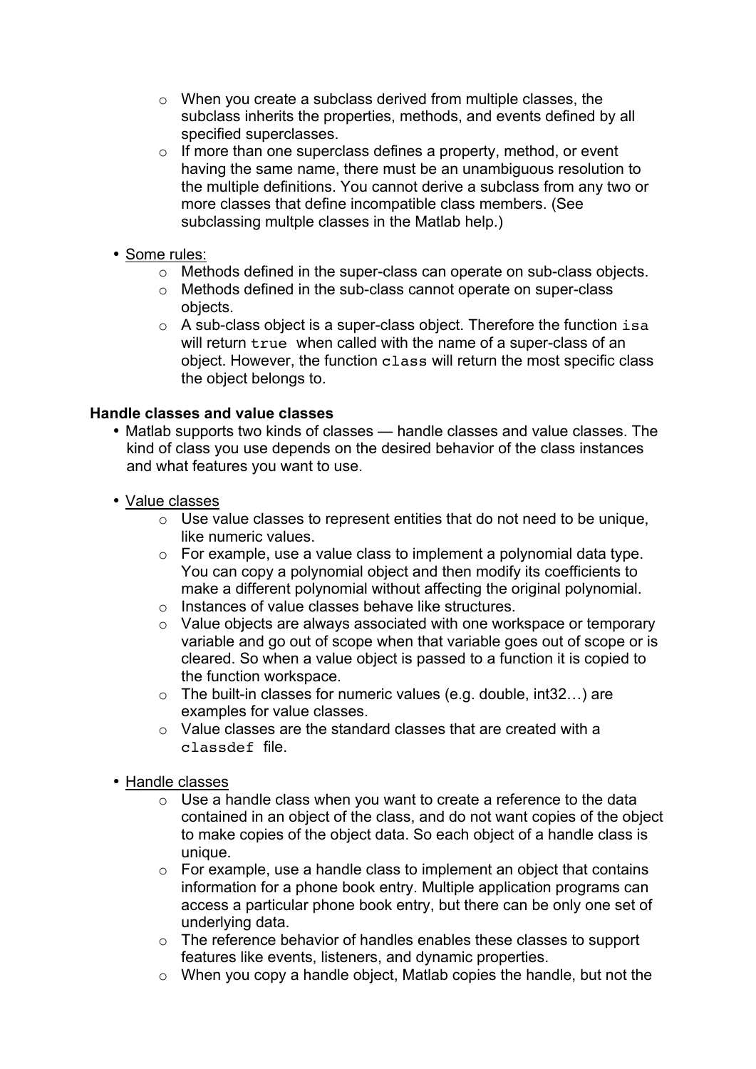- When you create a subclass derived from multiple classes, the subclass inherits the properties, methods, and events defined by all specified superclasses.
- If more than one superclass defines a property, method, or event having the same name, there must be an unambiguous resolution to the multiple definitions. You cannot derive a subclass from any two or more classes that define incompatible class members. (See subclassing multple classes in the Matlab help.)

- Some rules:
  - Methods defined in the super-class can operate on sub-class objects.
  - Methods defined in the sub-class cannot operate on super-class objects.
  - A sub-class object is a super-class object. Therefore the function `isa` will return `true` when called with the name of a super-class of an object. However, the function `class` will return the most specific class the object belongs to.

**Handle classes and value classes**

- Matlab supports two kinds of classes — handle classes and value classes. The kind of class you use depends on the desired behavior of the class instances and what features you want to use.

- Value classes
  - Use value classes to represent entities that do not need to be unique, like numeric values.
  - For example, use a value class to implement a polynomial data type. You can copy a polynomial object and then modify its coefficients to make a different polynomial without affecting the original polynomial.
  - Instances of value classes behave like structures.
  - Value objects are always associated with one workspace or temporary variable and go out of scope when that variable goes out of scope or is cleared. So when a value object is passed to a function it is copied to the function workspace.
  - The built-in classes for numeric values (e.g. double, int32…) are examples for value classes.
  - Value classes are the standard classes that are created with a `classdef` file.

- Handle classes
  - Use a handle class when you want to create a reference to the data contained in an object of the class, and do not want copies of the object to make copies of the object data. So each object of a handle class is unique.
  - For example, use a handle class to implement an object that contains information for a phone book entry. Multiple application programs can access a particular phone book entry, but there can be only one set of underlying data.
  - The reference behavior of handles enables these classes to support features like events, listeners, and dynamic properties.
  - When you copy a handle object, Matlab copies the handle, but not the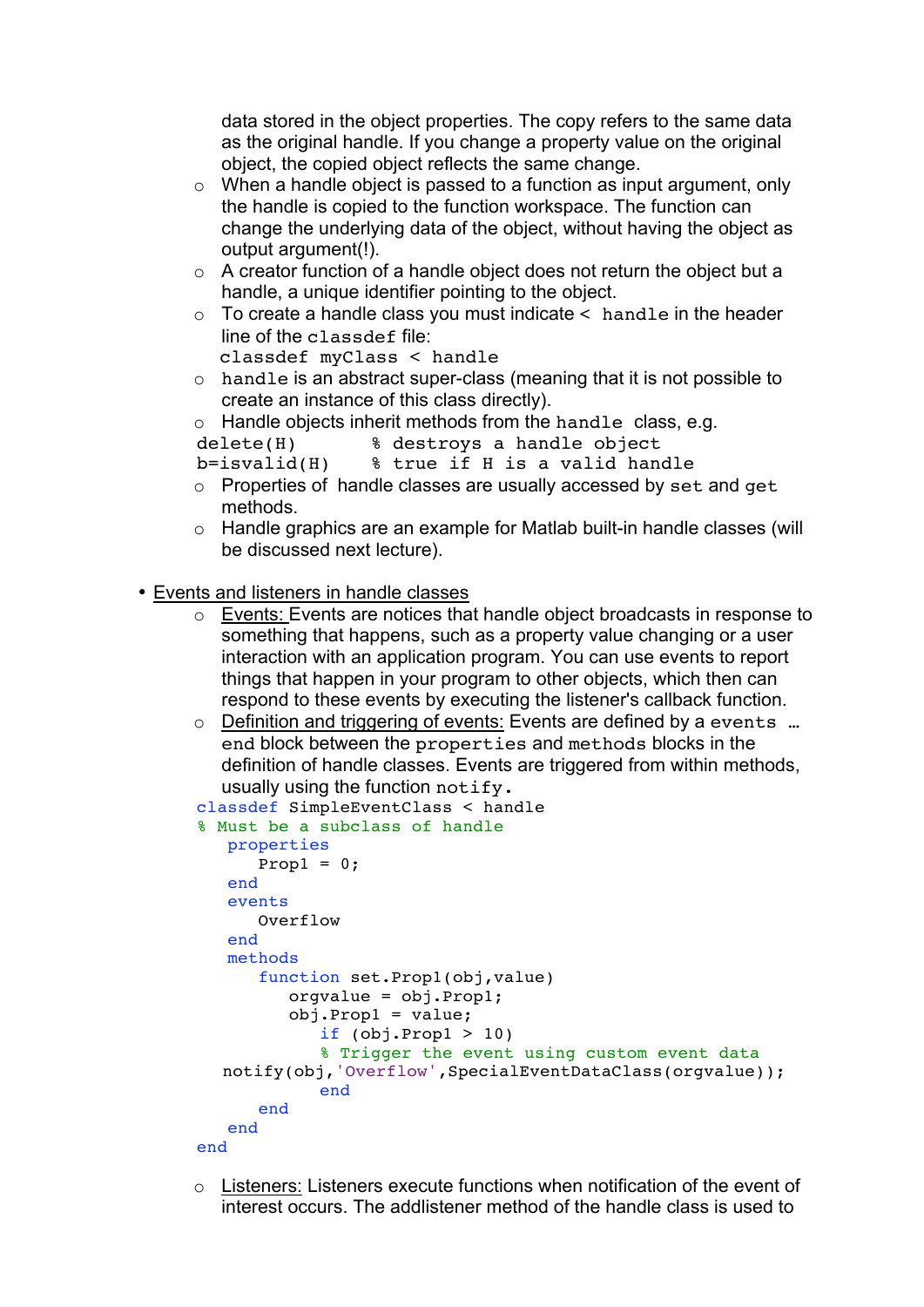data stored in the object properties. The copy refers to the same data as the original handle. If you change a property value on the original object, the copied object reflects the same change.

- When a handle object is passed to a function as input argument, only the handle is copied to the function workspace. The function can change the underlying data of the object, without having the object as output argument(!).
- A creator function of a handle object does not return the object but a handle, a unique identifier pointing to the object.
- To create a handle class you must indicate `< handle` in the header line of the `classdef` file:
  `classdef myClass < handle`
- `handle` is an abstract super-class (meaning that it is not possible to create an instance of this class directly).
- Handle objects inherit methods from the `handle` class, e.g.

```
delete(H)       % destroys a handle object
b=isvalid(H)    % true if H is a valid handle
```

- Properties of handle classes are usually accessed by `set` and `get` methods.
- Handle graphics are an example for Matlab built-in handle classes (will be discussed next lecture).

- <u>Events and listeners in handle classes</u>
  - <u>Events:</u> Events are notices that handle object broadcasts in response to something that happens, such as a property value changing or a user interaction with an application program. You can use events to report things that happen in your program to other objects, which then can respond to these events by executing the listener's callback function.
  - <u>Definition and triggering of events:</u> Events are defined by a `events … end` block between the `properties` and `methods` blocks in the definition of handle classes. Events are triggered from within methods, usually using the function `notify.`

```
classdef SimpleEventClass < handle
% Must be a subclass of handle
   properties
      Prop1 = 0;
   end
   events
      Overflow
   end
   methods
      function set.Prop1(obj,value)
         orgvalue = obj.Prop1;
         obj.Prop1 = value;
            if (obj.Prop1 > 10)
            % Trigger the event using custom event data
  notify(obj,'Overflow',SpecialEventDataClass(orgvalue));
            end
      end
   end
end
```

  - <u>Listeners:</u> Listeners execute functions when notification of the event of interest occurs. The addlistener method of the handle class is used to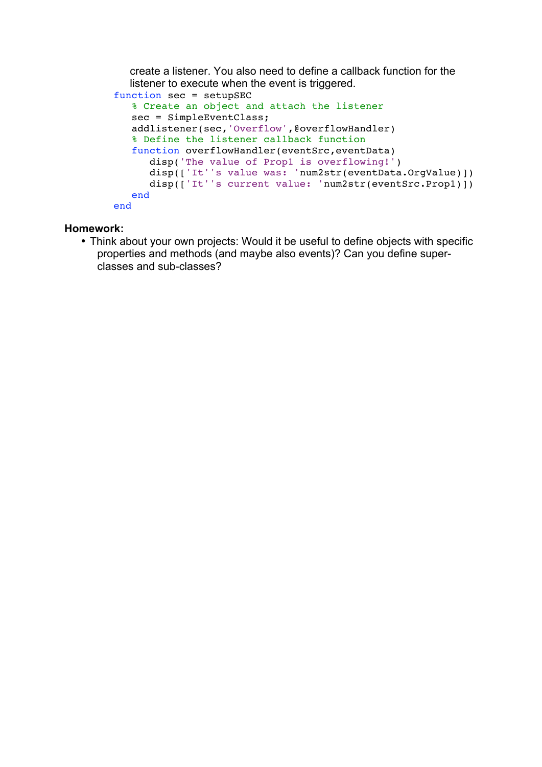create a listener. You also need to define a callback function for the listener to execute when the event is triggered.

```
function sec = setupSEC
   % Create an object and attach the listener
   sec = SimpleEventClass;
   addlistener(sec,'Overflow',@overflowHandler)
   % Define the listener callback function
   function overflowHandler(eventSrc,eventData)
      disp('The value of Prop1 is overflowing!')
      disp(['It''s value was: 'num2str(eventData.OrgValue)])
      disp(['It''s current value: 'num2str(eventSrc.Prop1)])
   end
end
```

**Homework:**

- Think about your own projects: Would it be useful to define objects with specific properties and methods (and maybe also events)? Can you define super-classes and sub-classes?